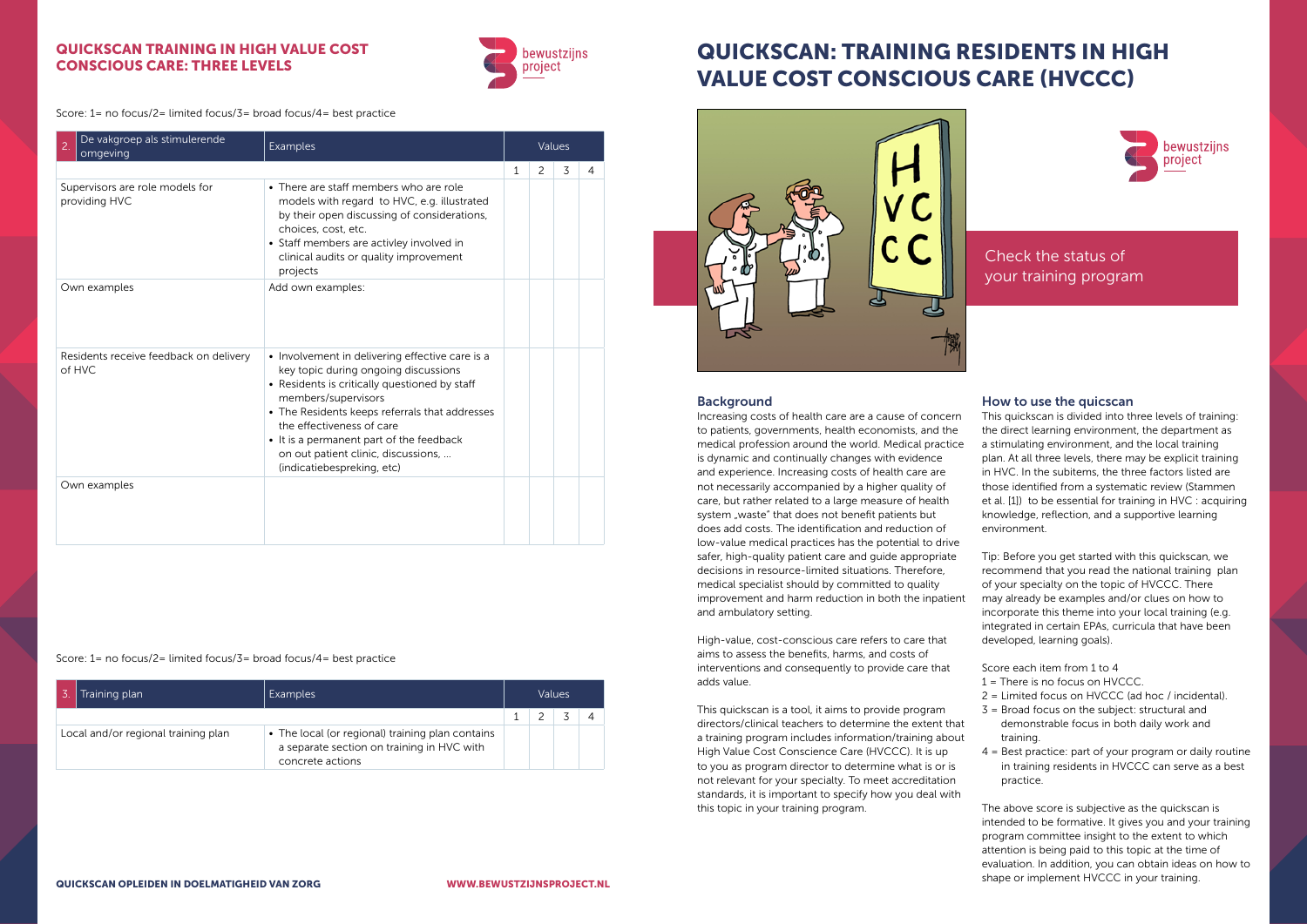# QUICKSCAN: TRAINING RESIDENTS IN HIGH VALUE COST CONSCIOUS CARE (HVCCC)

Check the status of your training program

## Background

Increasing costs of health care are a cause of concern to patients, governments, health economists, and the medical profession around the world. Medical practice is dynamic and continually changes with evidence and experience. Increasing costs of health care are not necessarily accompanied by a higher quality of care, but rather related to a large measure of health system „waste" that does not benefit patients but does add costs. The identification and reduction of low-value medical practices has the potential to drive safer, high-quality patient care and guide appropriate decisions in resource-limited situations. Therefore, medical specialist should by committed to quality improvement and harm reduction in both the inpatient and ambulatory setting.

High-value, cost-conscious care refers to care that aims to assess the benefits, harms, and costs of interventions and consequently to provide care that adds value.

This quickscan is a tool, it aims to provide program directors/clinical teachers to determine the extent that a training program includes information/training about High Value Cost Conscience Care (HVCCC). It is up to you as program director to determine what is or is not relevant for your specialty. To meet accreditation standards, it is important to specify how you deal with this topic in your training program.

## How to use the quicscan

This quickscan is divided into three levels of training: the direct learning environment, the department as a stimulating environment, and the local training plan. At all three levels, there may be explicit training in HVC. In the subitems, the three factors listed are those identified from a systematic review (Stammen et al. [1]) to be essential for training in HVC : acquiring knowledge, reflection, and a supportive learning environment.

Tip: Before you get started with this quickscan, we recommend that you read the national training plan of your specialty on the topic of HVCCC. There may already be examples and/or clues on how to incorporate this theme into your local training (e.g. integrated in certain EPAs, curricula that have been developed, learning goals).

Score each item from 1 to 4

1 = There is no focus on HVCCC.
2 = Limited focus on HVCCC (ad hoc / incidental).
3 = Broad focus on the subject: structural and demonstrable focus in both daily work and training.
4 = Best practice: part of your program or daily routine in training residents in HVCCC can serve as a best practice.

The above score is subjective as the quickscan is intended to be formative. It gives you and your training program committee insight to the extent to which attention is being paid to this topic at the time of evaluation. In addition, you can obtain ideas on how to shape or implement HVCCC in your training.

## QUICKSCAN TRAINING IN HIGH VALUE COST CONSCIOUS CARE: THREE LEVELS

Score: 1= no focus/2= limited focus/3= broad focus/4= best practice

| 2. De vakgroep als stimulerende omgeving | Examples | Values | | | |
|---|---|---|---|---|---|
| | | 1 | 2 | 3 | 4 |
| Supervisors are role models for providing HVC | • There are staff members who are role models with regard to HVC, e.g. illustrated by their open discussing of considerations, choices, cost, etc.<br>• Staff members are activley involved in clinical audits or quality improvement projects | | | | |
| Own examples | Add own examples: | | | | |
| Residents receive feedback on delivery of HVC | • Involvement in delivering effective care is a key topic during ongoing discussions<br>• Residents is critically questioned by staff members/supervisors<br>• The Residents keeps referrals that addresses the effectiveness of care<br>• It is a permanent part of the feedback on out patient clinic, discussions, ... (indicatiebespreking, etc) | | | | |
| Own examples | | | | | |

Score: 1= no focus/2= limited focus/3= broad focus/4= best practice

| 3. Training plan | Examples | Values | | | |
|---|---|---|---|---|---|
| | | 1 | 2 | 3 | 4 |
| Local and/or regional training plan | • The local (or regional) training plan contains a separate section on training in HVC with concrete actions | | | | |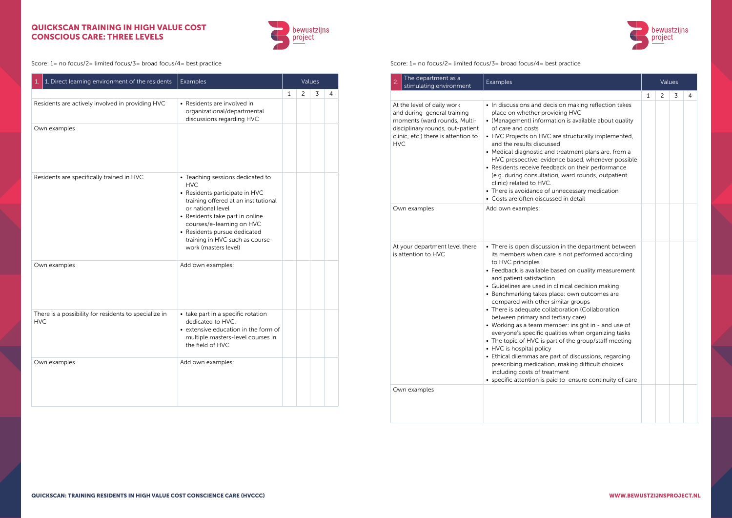# QUICKSCAN TRAINING IN HIGH VALUE COST CONSCIOUS CARE: THREE LEVELS

Score: 1= no focus/2= limited focus/3= broad focus/4= best practice

| 1. 1. Direct learning environment of the residents | Examples | Values | | | |
|---|---|---|---|---|---|
| | | 1 | 2 | 3 | 4 |
| Residents are actively involved in providing HVC | • Residents are involved in organizational/departmental discussions regarding HVC | | | | |
| Own examples | | | | | |
| Residents are specifically trained in HVC | • Teaching sessions dedicated to HVC<br>• Residents participate in HVC training offered at an institutional or national level<br>• Residents take part in online courses/e-learning on HVC<br>• Residents pursue dedicated training in HVC such as course-work (masters level) | | | | |
| Own examples | Add own examples: | | | | |
| There is a possibility for residents to specialize in HVC | • take part in a specific rotation dedicated to HVC.<br>• extensive education in the form of multiple masters-level courses in the field of HVC | | | | |
| Own examples | Add own examples: | | | | |

Score: 1= no focus/2= limited focus/3= broad focus/4= best practice

| 2. The department as a stimulating environment | Examples | Values | | | |
|---|---|---|---|---|---|
| | | 1 | 2 | 3 | 4 |
| At the level of daily work and during general training moments (ward rounds, Multi-disciplinary rounds, out-patient clinic, etc.) there is attention to HVC | • In discussions and decision making reflection takes place on whether providing HVC<br>• (Management) information is available about quality of care and costs<br>• HVC Projects on HVC are structurally implemented, and the results discussed<br>• Medical diagnostic and treatment plans are, from a HVC prespective, evidence based, whenever possible<br>• Residents receive feedback on their performance (e.g. during consultation, ward rounds, outpatient clinic) related to HVC.<br>• There is avoidance of unnecessary medication<br>• Costs are often discussed in detail | | | | |
| Own examples | Add own examples: | | | | |
| At your department level there is attention to HVC | • There is open discussion in the department between its members when care is not performed according to HVC principles<br>• Feedback is available based on quality measurement and patient satisfaction<br>• Guidelines are used in clinical decision making<br>• Benchmarking takes place: own outcomes are compared with other similar groups<br>• There is adequate collaboration (Collaboration between primary and tertiary care)<br>• Working as a team member: insight in - and use of everyone's specific qualities when organizing tasks<br>• The topic of HVC is part of the group/staff meeting<br>• HVC is hospital policy<br>• Ethical dilemmas are part of discussions, regarding prescribing medication, making difficult choices including costs of treatment<br>• specific attention is paid to ensure continuity of care | | | | |
| Own examples | | | | | |